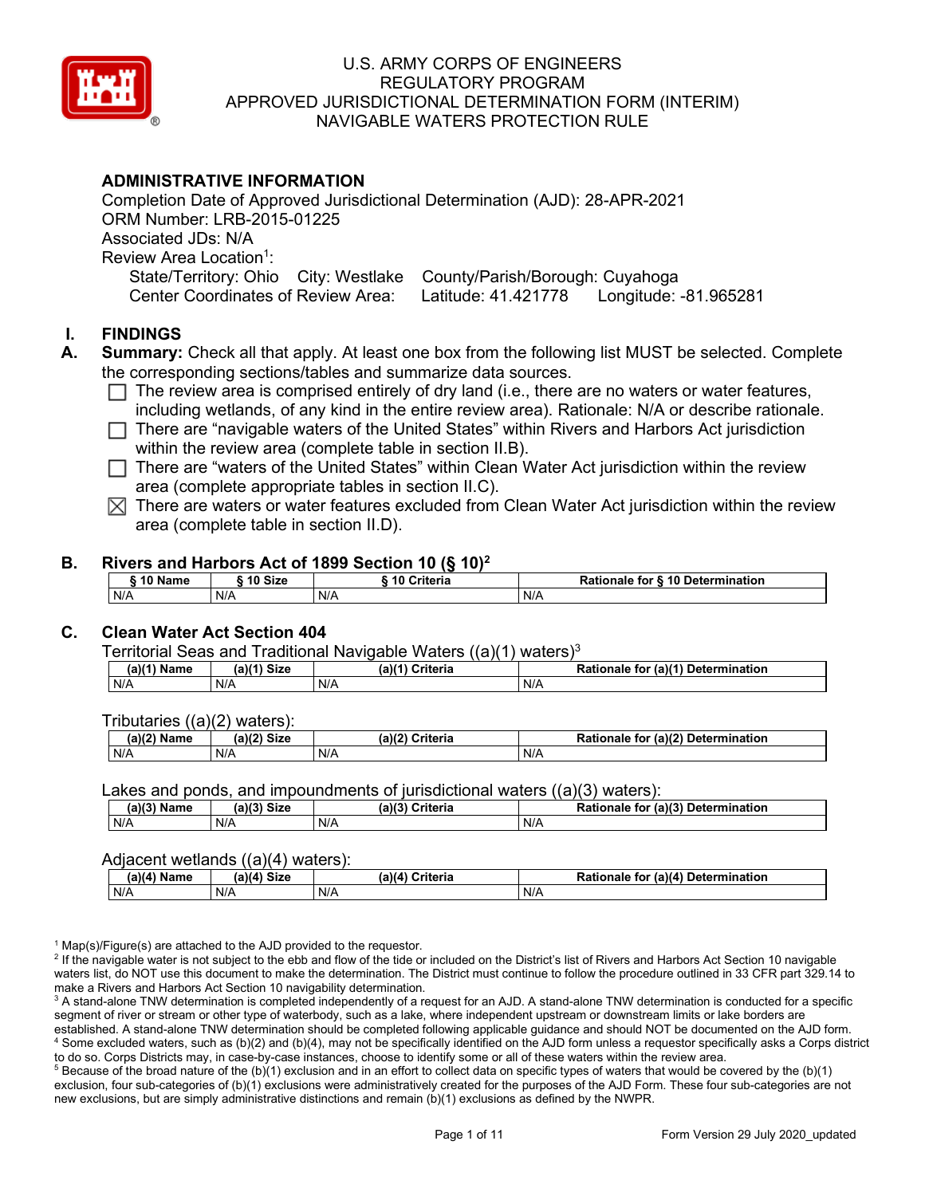# U.S. ARMY CORPS OF ENGINEERS
# REGULATORY PROGRAM
# APPROVED JURISDICTIONAL DETERMINATION FORM (INTERIM)
# NAVIGABLE WATERS PROTECTION RULE

## ADMINISTRATIVE INFORMATION

Completion Date of Approved Jurisdictional Determination (AJD): 28-APR-2021
ORM Number: LRB-2015-01225
Associated JDs: N/A
Review Area Location[1]:
State/Territory: Ohio City: Westlake County/Parish/Borough: Cuyahoga
Center Coordinates of Review Area: Latitude: 41.421778 Longitude: -81.965281

## I. FINDINGS

**A. Summary:** Check all that apply. At least one box from the following list MUST be selected. Complete the corresponding sections/tables and summarize data sources.

- ☐ The review area is comprised entirely of dry land (i.e., there are no waters or water features, including wetlands, of any kind in the entire review area). Rationale: N/A or describe rationale.
- ☐ There are "navigable waters of the United States" within Rivers and Harbors Act jurisdiction within the review area (complete table in section II.B).
- ☐ There are "waters of the United States" within Clean Water Act jurisdiction within the review area (complete appropriate tables in section II.C).
- ☒ There are waters or water features excluded from Clean Water Act jurisdiction within the review area (complete table in section II.D).

### B. Rivers and Harbors Act of 1899 Section 10 (§ 10)[2]

| § 10 Name | § 10 Size | § 10 Criteria | Rationale for § 10 Determination |
|---|---|---|---|
| N/A | N/A | N/A | N/A |

### C. Clean Water Act Section 404

Territorial Seas and Traditional Navigable Waters ((a)(1) waters)[3]

| (a)(1) Name | (a)(1) Size | (a)(1) Criteria | Rationale for (a)(1) Determination |
|---|---|---|---|
| N/A | N/A | N/A | N/A |

Tributaries ((a)(2) waters):

| (a)(2) Name | (a)(2) Size | (a)(2) Criteria | Rationale for (a)(2) Determination |
|---|---|---|---|
| N/A | N/A | N/A | N/A |

Lakes and ponds, and impoundments of jurisdictional waters ((a)(3) waters):

| (a)(3) Name | (a)(3) Size | (a)(3) Criteria | Rationale for (a)(3) Determination |
|---|---|---|---|
| N/A | N/A | N/A | N/A |

Adjacent wetlands ((a)(4) waters):

| (a)(4) Name | (a)(4) Size | (a)(4) Criteria | Rationale for (a)(4) Determination |
|---|---|---|---|
| N/A | N/A | N/A | N/A |

[1] Map(s)/Figure(s) are attached to the AJD provided to the requestor.
[2] If the navigable water is not subject to the ebb and flow of the tide or included on the District's list of Rivers and Harbors Act Section 10 navigable waters list, do NOT use this document to make the determination. The District must continue to follow the procedure outlined in 33 CFR part 329.14 to make a Rivers and Harbors Act Section 10 navigability determination.
[3] A stand-alone TNW determination is completed independently of a request for an AJD. A stand-alone TNW determination is conducted for a specific segment of river or stream or other type of waterbody, such as a lake, where independent upstream or downstream limits or lake borders are established. A stand-alone TNW determination should be completed following applicable guidance and should NOT be documented on the AJD form.
[4] Some excluded waters, such as (b)(2) and (b)(4), may not be specifically identified on the AJD form unless a requestor specifically asks a Corps district to do so. Corps Districts may, in case-by-case instances, choose to identify some or all of these waters within the review area.
[5] Because of the broad nature of the (b)(1) exclusion and in an effort to collect data on specific types of waters that would be covered by the (b)(1) exclusion, four sub-categories of (b)(1) exclusions were administratively created for the purposes of the AJD Form. These four sub-categories are not new exclusions, but are simply administrative distinctions and remain (b)(1) exclusions as defined by the NWPR.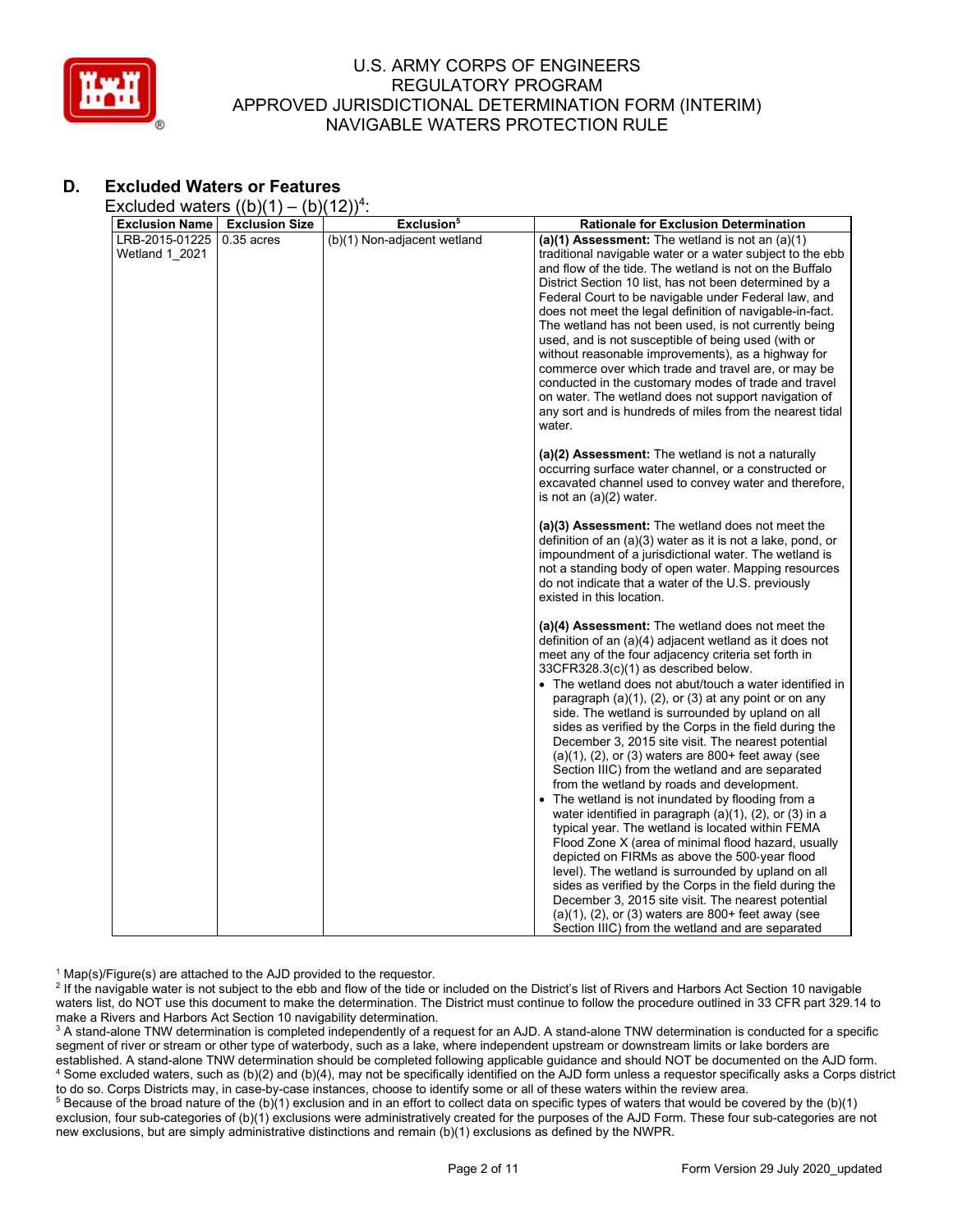## D. Excluded Waters or Features

Excluded waters ((b)(1) – (b)(12))[4]:

| Exclusion Name | Exclusion Size | Exclusion[5] | Rationale for Exclusion Determination |
|---|---|---|---|
| LRB-2015-01225 Wetland 1_2021 | 0.35 acres | (b)(1) Non-adjacent wetland | **(a)(1) Assessment:** The wetland is not an (a)(1) traditional navigable water or a water subject to the ebb and flow of the tide. The wetland is not on the Buffalo District Section 10 list, has not been determined by a Federal Court to be navigable under Federal law, and does not meet the legal definition of navigable-in-fact. The wetland has not been used, is not currently being used, and is not susceptible of being used (with or without reasonable improvements), as a highway for commerce over which trade and travel are, or may be conducted in the customary modes of trade and travel on water. The wetland does not support navigation of any sort and is hundreds of miles from the nearest tidal water.<br><br>**(a)(2) Assessment:** The wetland is not a naturally occurring surface water channel, or a constructed or excavated channel used to convey water and therefore, is not an (a)(2) water.<br><br>**(a)(3) Assessment:** The wetland does not meet the definition of an (a)(3) water as it is not a lake, pond, or impoundment of a jurisdictional water. The wetland is not a standing body of open water. Mapping resources do not indicate that a water of the U.S. previously existed in this location.<br><br>**(a)(4) Assessment:** The wetland does not meet the definition of an (a)(4) adjacent wetland as it does not meet any of the four adjacency criteria set forth in 33CFR328.3(c)(1) as described below.<br>• The wetland does not abut/touch a water identified in paragraph (a)(1), (2), or (3) at any point or on any side. The wetland is surrounded by upland on all sides as verified by the Corps in the field during the December 3, 2015 site visit. The nearest potential (a)(1), (2), or (3) waters are 800+ feet away (see Section IIIC) from the wetland and are separated from the wetland by roads and development.<br>• The wetland is not inundated by flooding from a water identified in paragraph (a)(1), (2), or (3) in a typical year. The wetland is located within FEMA Flood Zone X (area of minimal flood hazard, usually depicted on FIRMs as above the 500-year flood level). The wetland is surrounded by upland on all sides as verified by the Corps in the field during the December 3, 2015 site visit. The nearest potential (a)(1), (2), or (3) waters are 800+ feet away (see Section IIIC) from the wetland and are separated |

[1] Map(s)/Figure(s) are attached to the AJD provided to the requestor.

[2] If the navigable water is not subject to the ebb and flow of the tide or included on the District's list of Rivers and Harbors Act Section 10 navigable waters list, do NOT use this document to make the determination. The District must continue to follow the procedure outlined in 33 CFR part 329.14 to make a Rivers and Harbors Act Section 10 navigability determination.

[3] A stand-alone TNW determination is completed independently of a request for an AJD. A stand-alone TNW determination is conducted for a specific segment of river or stream or other type of waterbody, such as a lake, where independent upstream or downstream limits or lake borders are established. A stand-alone TNW determination should be completed following applicable guidance and should NOT be documented on the AJD form.

[4] Some excluded waters, such as (b)(2) and (b)(4), may not be specifically identified on the AJD form unless a requestor specifically asks a Corps district to do so. Corps Districts may, in case-by-case instances, choose to identify some or all of these waters within the review area.

[5] Because of the broad nature of the (b)(1) exclusion and in an effort to collect data on specific types of waters that would be covered by the (b)(1) exclusion, four sub-categories of (b)(1) exclusions were administratively created for the purposes of the AJD Form. These four sub-categories are not new exclusions, but are simply administrative distinctions and remain (b)(1) exclusions as defined by the NWPR.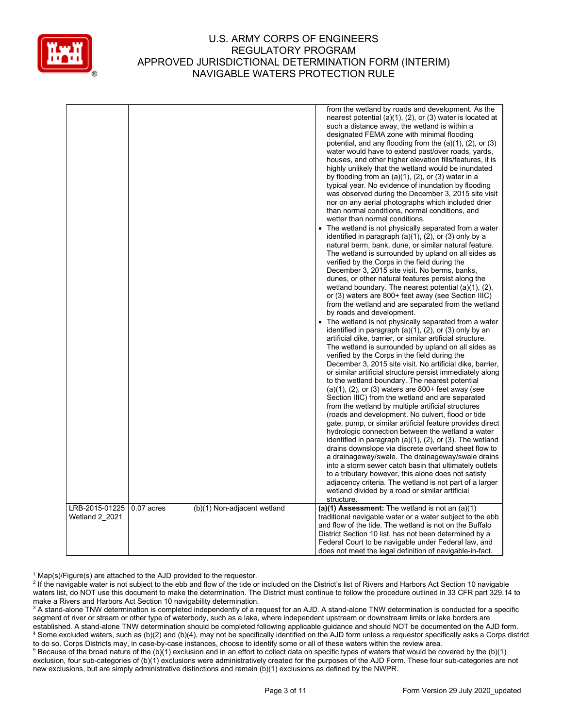| | | | |
|---|---|---|---|
| | | | from the wetland by roads and development. As the nearest potential (a)(1), (2), or (3) water is located at such a distance away, the wetland is within a designated FEMA zone with minimal flooding potential, and any flooding from the (a)(1), (2), or (3) water would have to extend past/over roads, yards, houses, and other higher elevation fills/features, it is highly unlikely that the wetland would be inundated by flooding from an (a)(1), (2), or (3) water in a typical year. No evidence of inundation by flooding was observed during the December 3, 2015 site visit nor on any aerial photographs which included drier than normal conditions, normal conditions, and wetter than normal conditions.<br>• The wetland is not physically separated from a water identified in paragraph (a)(1), (2), or (3) only by a natural berm, bank, dune, or similar natural feature. The wetland is surrounded by upland on all sides as verified by the Corps in the field during the December 3, 2015 site visit. No berms, banks, dunes, or other natural features persist along the wetland boundary. The nearest potential (a)(1), (2), or (3) waters are 800+ feet away (see Section IIIC) from the wetland and are separated from the wetland by roads and development.<br>• The wetland is not physically separated from a water identified in paragraph (a)(1), (2), or (3) only by an artificial dike, barrier, or similar artificial structure. The wetland is surrounded by upland on all sides as verified by the Corps in the field during the December 3, 2015 site visit. No artificial dike, barrier, or similar artificial structure persist immediately along to the wetland boundary. The nearest potential (a)(1), (2), or (3) waters are 800+ feet away (see Section IIIC) from the wetland and are separated from the wetland by multiple artificial structures (roads and development. No culvert, flood or tide gate, pump, or similar artificial feature provides direct hydrologic connection between the wetland a water identified in paragraph (a)(1), (2), or (3). The wetland drains downslope via discrete overland sheet flow to a drainageway/swale. The drainageway/swale drains into a storm sewer catch basin that ultimately outlets to a tributary however, this alone does not satisfy adjacency criteria. The wetland is not part of a larger wetland divided by a road or similar artificial structure. |
| LRB-2015-01225 Wetland 2_2021 | 0.07 acres | (b)(1) Non-adjacent wetland | **(a)(1) Assessment:** The wetland is not an (a)(1) traditional navigable water or a water subject to the ebb and flow of the tide. The wetland is not on the Buffalo District Section 10 list, has not been determined by a Federal Court to be navigable under Federal law, and does not meet the legal definition of navigable-in-fact. |

[1] Map(s)/Figure(s) are attached to the AJD provided to the requestor.

[2] If the navigable water is not subject to the ebb and flow of the tide or included on the District's list of Rivers and Harbors Act Section 10 navigable waters list, do NOT use this document to make the determination. The District must continue to follow the procedure outlined in 33 CFR part 329.14 to make a Rivers and Harbors Act Section 10 navigability determination.

[3] A stand-alone TNW determination is completed independently of a request for an AJD. A stand-alone TNW determination is conducted for a specific segment of river or stream or other type of waterbody, such as a lake, where independent upstream or downstream limits or lake borders are established. A stand-alone TNW determination should be completed following applicable guidance and should NOT be documented on the AJD form.

[4] Some excluded waters, such as (b)(2) and (b)(4), may not be specifically identified on the AJD form unless a requestor specifically asks a Corps district to do so. Corps Districts may, in case-by-case instances, choose to identify some or all of these waters within the review area.

[5] Because of the broad nature of the (b)(1) exclusion and in an effort to collect data on specific types of waters that would be covered by the (b)(1) exclusion, four sub-categories of (b)(1) exclusions were administratively created for the purposes of the AJD Form. These four sub-categories are not new exclusions, but are simply administrative distinctions and remain (b)(1) exclusions as defined by the NWPR.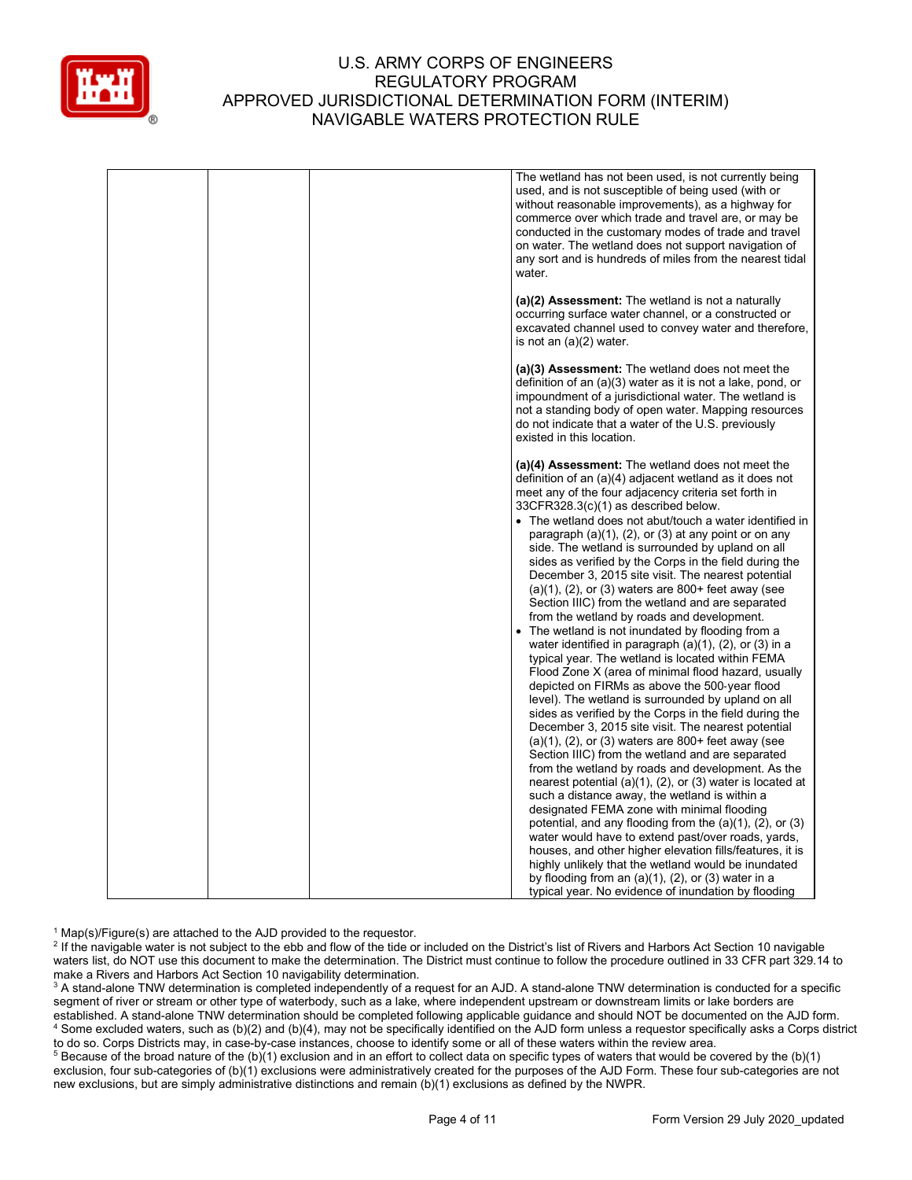| | | | |
|---|---|---|---|
| | | | The wetland has not been used, is not currently being used, and is not susceptible of being used (with or without reasonable improvements), as a highway for commerce over which trade and travel are, or may be conducted in the customary modes of trade and travel on water. The wetland does not support navigation of any sort and is hundreds of miles from the nearest tidal water.<br><br>**(a)(2) Assessment:** The wetland is not a naturally occurring surface water channel, or a constructed or excavated channel used to convey water and therefore, is not an (a)(2) water.<br><br>**(a)(3) Assessment:** The wetland does not meet the definition of an (a)(3) water as it is not a lake, pond, or impoundment of a jurisdictional water. The wetland is not a standing body of open water. Mapping resources do not indicate that a water of the U.S. previously existed in this location.<br><br>**(a)(4) Assessment:** The wetland does not meet the definition of an (a)(4) adjacent wetland as it does not meet any of the four adjacency criteria set forth in 33CFR328.3(c)(1) as described below.<br>• The wetland does not abut/touch a water identified in paragraph (a)(1), (2), or (3) at any point or on any side. The wetland is surrounded by upland on all sides as verified by the Corps in the field during the December 3, 2015 site visit. The nearest potential (a)(1), (2), or (3) waters are 800+ feet away (see Section IIIC) from the wetland and are separated from the wetland by roads and development.<br>• The wetland is not inundated by flooding from a water identified in paragraph (a)(1), (2), or (3) in a typical year. The wetland is located within FEMA Flood Zone X (area of minimal flood hazard, usually depicted on FIRMs as above the 500-year flood level). The wetland is surrounded by upland on all sides as verified by the Corps in the field during the December 3, 2015 site visit. The nearest potential (a)(1), (2), or (3) waters are 800+ feet away (see Section IIIC) from the wetland and are separated from the wetland by roads and development. As the nearest potential (a)(1), (2), or (3) water is located at such a distance away, the wetland is within a designated FEMA zone with minimal flooding potential, and any flooding from the (a)(1), (2), or (3) water would have to extend past/over roads, yards, houses, and other higher elevation fills/features, it is highly unlikely that the wetland would be inundated by flooding from an (a)(1), (2), or (3) water in a typical year. No evidence of inundation by flooding |

[1] Map(s)/Figure(s) are attached to the AJD provided to the requestor.
[2] If the navigable water is not subject to the ebb and flow of the tide or included on the District's list of Rivers and Harbors Act Section 10 navigable waters list, do NOT use this document to make the determination. The District must continue to follow the procedure outlined in 33 CFR part 329.14 to make a Rivers and Harbors Act Section 10 navigability determination.
[3] A stand-alone TNW determination is completed independently of a request for an AJD. A stand-alone TNW determination is conducted for a specific segment of river or stream or other type of waterbody, such as a lake, where independent upstream or downstream limits or lake borders are established. A stand-alone TNW determination should be completed following applicable guidance and should NOT be documented on the AJD form.
[4] Some excluded waters, such as (b)(2) and (b)(4), may not be specifically identified on the AJD form unless a requestor specifically asks a Corps district to do so. Corps Districts may, in case-by-case instances, choose to identify some or all of these waters within the review area.
[5] Because of the broad nature of the (b)(1) exclusion and in an effort to collect data on specific types of waters that would be covered by the (b)(1) exclusion, four sub-categories of (b)(1) exclusions were administratively created for the purposes of the AJD Form. These four sub-categories are not new exclusions, but are simply administrative distinctions and remain (b)(1) exclusions as defined by the NWPR.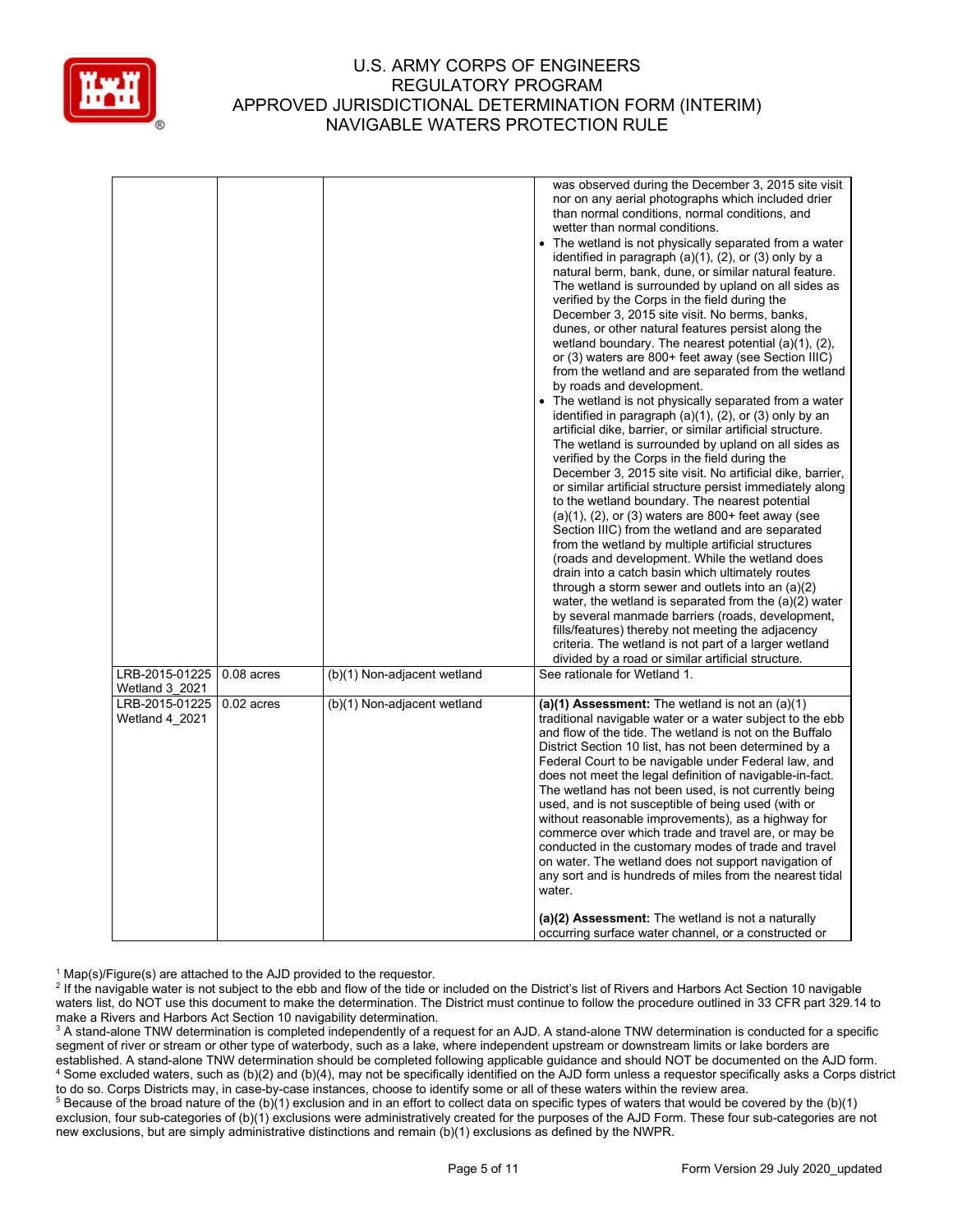| | | | |
|---|---|---|---|
| | | | was observed during the December 3, 2015 site visit nor on any aerial photographs which included drier than normal conditions, normal conditions, and wetter than normal conditions.<br>• The wetland is not physically separated from a water identified in paragraph (a)(1), (2), or (3) only by a natural berm, bank, dune, or similar natural feature. The wetland is surrounded by upland on all sides as verified by the Corps in the field during the December 3, 2015 site visit. No berms, banks, dunes, or other natural features persist along the wetland boundary. The nearest potential (a)(1), (2), or (3) waters are 800+ feet away (see Section IIIC) from the wetland and are separated from the wetland by roads and development.<br>• The wetland is not physically separated from a water identified in paragraph (a)(1), (2), or (3) only by an artificial dike, barrier, or similar artificial structure. The wetland is surrounded by upland on all sides as verified by the Corps in the field during the December 3, 2015 site visit. No artificial dike, barrier, or similar artificial structure persist immediately along to the wetland boundary. The nearest potential (a)(1), (2), or (3) waters are 800+ feet away (see Section IIIC) from the wetland and are separated from the wetland by multiple artificial structures (roads and development. While the wetland does drain into a catch basin which ultimately routes through a storm sewer and outlets into an (a)(2) water, the wetland is separated from the (a)(2) water by several manmade barriers (roads, development, fills/features) thereby not meeting the adjacency criteria. The wetland is not part of a larger wetland divided by a road or similar artificial structure. |
| LRB-2015-01225 Wetland 3_2021 | 0.08 acres | (b)(1) Non-adjacent wetland | See rationale for Wetland 1. |
| LRB-2015-01225 Wetland 4_2021 | 0.02 acres | (b)(1) Non-adjacent wetland | **(a)(1) Assessment:** The wetland is not an (a)(1) traditional navigable water or a water subject to the ebb and flow of the tide. The wetland is not on the Buffalo District Section 10 list, has not been determined by a Federal Court to be navigable under Federal law, and does not meet the legal definition of navigable-in-fact. The wetland has not been used, is not currently being used, and is not susceptible of being used (with or without reasonable improvements), as a highway for commerce over which trade and travel are, or may be conducted in the customary modes of trade and travel on water. The wetland does not support navigation of any sort and is hundreds of miles from the nearest tidal water.<br><br>**(a)(2) Assessment:** The wetland is not a naturally occurring surface water channel, or a constructed or |

[1] Map(s)/Figure(s) are attached to the AJD provided to the requestor.
[2] If the navigable water is not subject to the ebb and flow of the tide or included on the District's list of Rivers and Harbors Act Section 10 navigable waters list, do NOT use this document to make the determination. The District must continue to follow the procedure outlined in 33 CFR part 329.14 to make a Rivers and Harbors Act Section 10 navigability determination.
[3] A stand-alone TNW determination is completed independently of a request for an AJD. A stand-alone TNW determination is conducted for a specific segment of river or stream or other type of waterbody, such as a lake, where independent upstream or downstream limits or lake borders are established. A stand-alone TNW determination should be completed following applicable guidance and should NOT be documented on the AJD form.
[4] Some excluded waters, such as (b)(2) and (b)(4), may not be specifically identified on the AJD form unless a requestor specifically asks a Corps district to do so. Corps Districts may, in case-by-case instances, choose to identify some or all of these waters within the review area.
[5] Because of the broad nature of the (b)(1) exclusion and in an effort to collect data on specific types of waters that would be covered by the (b)(1) exclusion, four sub-categories of (b)(1) exclusions were administratively created for the purposes of the AJD Form. These four sub-categories are not new exclusions, but are simply administrative distinctions and remain (b)(1) exclusions as defined by the NWPR.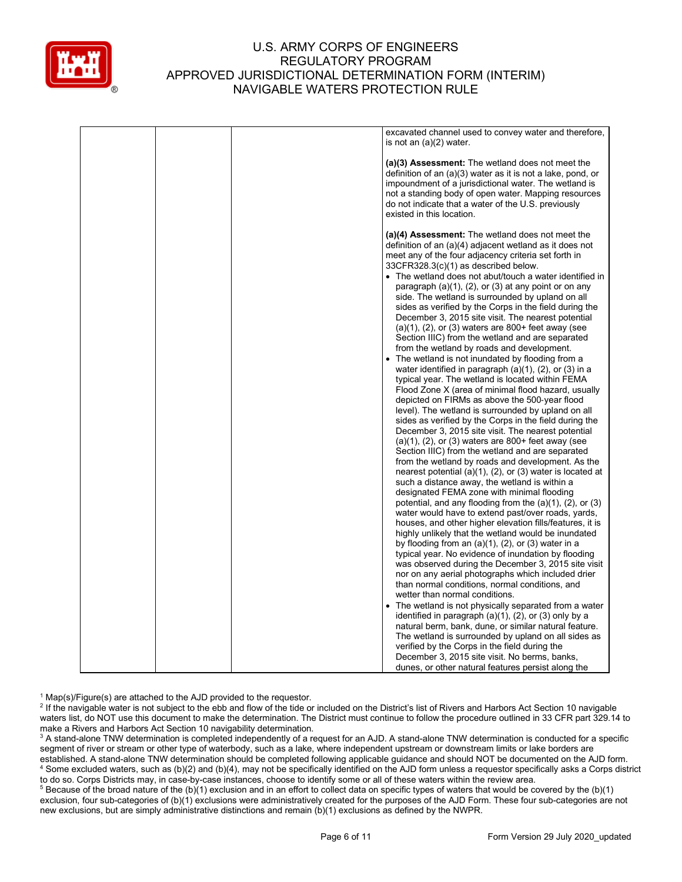| | | | excavated channel used to convey water and therefore, is not an (a)(2) water.<br><br>**(a)(3) Assessment:** The wetland does not meet the definition of an (a)(3) water as it is not a lake, pond, or impoundment of a jurisdictional water. The wetland is not a standing body of open water. Mapping resources do not indicate that a water of the U.S. previously existed in this location.<br><br>**(a)(4) Assessment:** The wetland does not meet the definition of an (a)(4) adjacent wetland as it does not meet any of the four adjacency criteria set forth in 33CFR328.3(c)(1) as described below.<br>• The wetland does not abut/touch a water identified in paragraph (a)(1), (2), or (3) at any point or on any side. The wetland is surrounded by upland on all sides as verified by the Corps in the field during the December 3, 2015 site visit. The nearest potential (a)(1), (2), or (3) waters are 800+ feet away (see Section IIIC) from the wetland and are separated from the wetland by roads and development.<br>• The wetland is not inundated by flooding from a water identified in paragraph (a)(1), (2), or (3) in a typical year. The wetland is located within FEMA Flood Zone X (area of minimal flood hazard, usually depicted on FIRMs as above the 500-year flood level). The wetland is surrounded by upland on all sides as verified by the Corps in the field during the December 3, 2015 site visit. The nearest potential (a)(1), (2), or (3) waters are 800+ feet away (see Section IIIC) from the wetland and are separated from the wetland by roads and development. As the nearest potential (a)(1), (2), or (3) water is located at such a distance away, the wetland is within a designated FEMA zone with minimal flooding potential, and any flooding from the (a)(1), (2), or (3) water would have to extend past/over roads, yards, houses, and other higher elevation fills/features, it is highly unlikely that the wetland would be inundated by flooding from an (a)(1), (2), or (3) water in a typical year. No evidence of inundation by flooding was observed during the December 3, 2015 site visit nor on any aerial photographs which included drier than normal conditions, normal conditions, and wetter than normal conditions.<br>• The wetland is not physically separated from a water identified in paragraph (a)(1), (2), or (3) only by a natural berm, bank, dune, or similar natural feature. The wetland is surrounded by upland on all sides as verified by the Corps in the field during the December 3, 2015 site visit. No berms, banks, dunes, or other natural features persist along the |

[1] Map(s)/Figure(s) are attached to the AJD provided to the requestor.
[2] If the navigable water is not subject to the ebb and flow of the tide or included on the District's list of Rivers and Harbors Act Section 10 navigable waters list, do NOT use this document to make the determination. The District must continue to follow the procedure outlined in 33 CFR part 329.14 to make a Rivers and Harbors Act Section 10 navigability determination.
[3] A stand-alone TNW determination is completed independently of a request for an AJD. A stand-alone TNW determination is conducted for a specific segment of river or stream or other type of waterbody, such as a lake, where independent upstream or downstream limits or lake borders are established. A stand-alone TNW determination should be completed following applicable guidance and should NOT be documented on the AJD form.
[4] Some excluded waters, such as (b)(2) and (b)(4), may not be specifically identified on the AJD form unless a requestor specifically asks a Corps district to do so. Corps Districts may, in case-by-case instances, choose to identify some or all of these waters within the review area.
[5] Because of the broad nature of the (b)(1) exclusion and in an effort to collect data on specific types of waters that would be covered by the (b)(1) exclusion, four sub-categories of (b)(1) exclusions were administratively created for the purposes of the AJD Form. These four sub-categories are not new exclusions, but are simply administrative distinctions and remain (b)(1) exclusions as defined by the NWPR.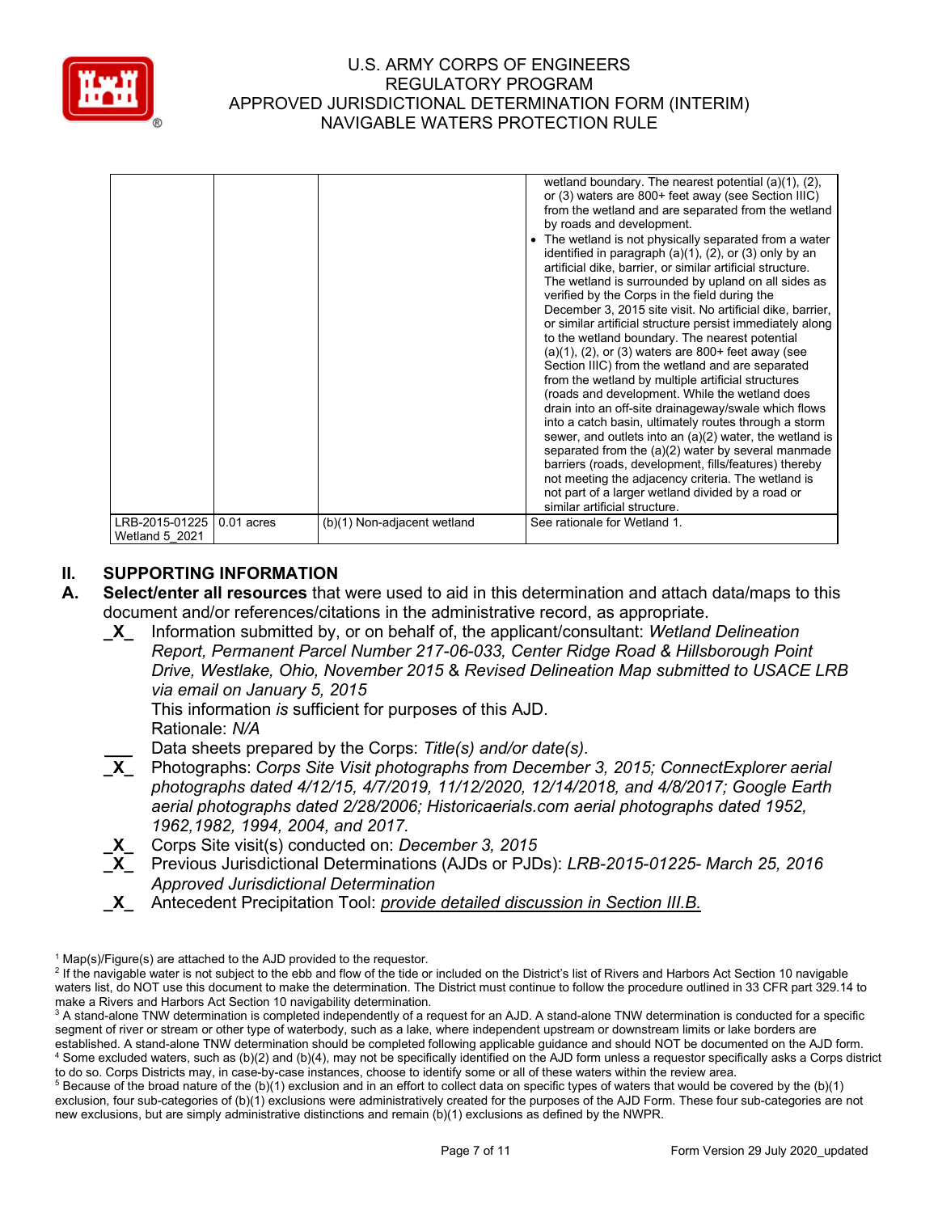| | | | wetland boundary. The nearest potential (a)(1), (2), or (3) waters are 800+ feet away (see Section IIIC) from the wetland and are separated from the wetland by roads and development.<br>• The wetland is not physically separated from a water identified in paragraph (a)(1), (2), or (3) only by an artificial dike, barrier, or similar artificial structure. The wetland is surrounded by upland on all sides as verified by the Corps in the field during the December 3, 2015 site visit. No artificial dike, barrier, or similar artificial structure persist immediately along to the wetland boundary. The nearest potential (a)(1), (2), or (3) waters are 800+ feet away (see Section IIIC) from the wetland and are separated from the wetland by multiple artificial structures (roads and development. While the wetland does drain into an off-site drainageway/swale which flows into a catch basin, ultimately routes through a storm sewer, and outlets into an (a)(2) water, the wetland is separated from the (a)(2) water by several manmade barriers (roads, development, fills/features) thereby not meeting the adjacency criteria. The wetland is not part of a larger wetland divided by a road or similar artificial structure. |
|---|---|---|---|
| LRB-2015-01225 Wetland 5_2021 | 0.01 acres | (b)(1) Non-adjacent wetland | See rationale for Wetland 1. |

## II. SUPPORTING INFORMATION

**A. Select/enter all resources** that were used to aid in this determination and attach data/maps to this document and/or references/citations in the administrative record, as appropriate.

**\_X\_** Information submitted by, or on behalf of, the applicant/consultant: *Wetland Delineation Report, Permanent Parcel Number 217-06-033, Center Ridge Road & Hillsborough Point Drive, Westlake, Ohio, November 2015* & *Revised Delineation Map submitted to USACE LRB via email on January 5, 2015*
This information *is* sufficient for purposes of this AJD.
Rationale: *N/A*

\_\_\_ Data sheets prepared by the Corps: *Title(s) and/or date(s).*

**\_X\_** Photographs: *Corps Site Visit photographs from December 3, 2015; ConnectExplorer aerial photographs dated 4/12/15, 4/7/2019, 11/12/2020, 12/14/2018, and 4/8/2017; Google Earth aerial photographs dated 2/28/2006; Historicaerials.com aerial photographs dated 1952, 1962,1982, 1994, 2004, and 2017.*

**\_X\_** Corps Site visit(s) conducted on: *December 3, 2015*

**\_X\_** Previous Jurisdictional Determinations (AJDs or PJDs): *LRB-2015-01225- March 25, 2016 Approved Jurisdictional Determination*

**\_X\_** Antecedent Precipitation Tool: *provide detailed discussion in Section III.B.*

---

[1] Map(s)/Figure(s) are attached to the AJD provided to the requestor.

[2] If the navigable water is not subject to the ebb and flow of the tide or included on the District's list of Rivers and Harbors Act Section 10 navigable waters list, do NOT use this document to make the determination. The District must continue to follow the procedure outlined in 33 CFR part 329.14 to make a Rivers and Harbors Act Section 10 navigability determination.

[3] A stand-alone TNW determination is completed independently of a request for an AJD. A stand-alone TNW determination is conducted for a specific segment of river or stream or other type of waterbody, such as a lake, where independent upstream or downstream limits or lake borders are established. A stand-alone TNW determination should be completed following applicable guidance and should NOT be documented on the AJD form.

[4] Some excluded waters, such as (b)(2) and (b)(4), may not be specifically identified on the AJD form unless a requestor specifically asks a Corps district to do so. Corps Districts may, in case-by-case instances, choose to identify some or all of these waters within the review area.

[5] Because of the broad nature of the (b)(1) exclusion and in an effort to collect data on specific types of waters that would be covered by the (b)(1) exclusion, four sub-categories of (b)(1) exclusions were administratively created for the purposes of the AJD Form. These four sub-categories are not new exclusions, but are simply administrative distinctions and remain (b)(1) exclusions as defined by the NWPR.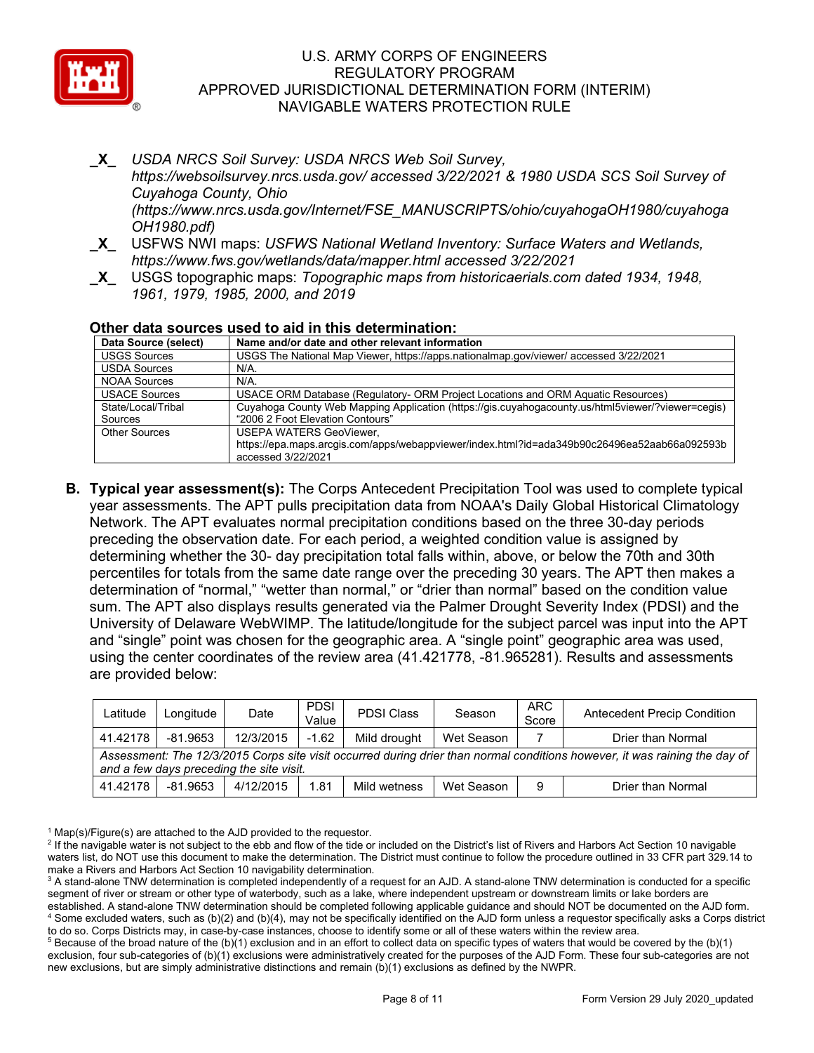_X_ *USDA NRCS Soil Survey: USDA NRCS Web Soil Survey, https://websoilsurvey.nrcs.usda.gov/ accessed 3/22/2021 & 1980 USDA SCS Soil Survey of Cuyahoga County, Ohio (https://www.nrcs.usda.gov/Internet/FSE_MANUSCRIPTS/ohio/cuyahogaOH1980/cuyahogaOH1980.pdf)*

_X_ USFWS NWI maps: *USFWS National Wetland Inventory: Surface Waters and Wetlands, https://www.fws.gov/wetlands/data/mapper.html accessed 3/22/2021*

_X_ USGS topographic maps: *Topographic maps from historicaerials.com dated 1934, 1948, 1961, 1979, 1985, 2000, and 2019*

**Other data sources used to aid in this determination:**

| Data Source (select) | Name and/or date and other relevant information |
|---|---|
| USGS Sources | USGS The National Map Viewer, https://apps.nationalmap.gov/viewer/ accessed 3/22/2021 |
| USDA Sources | N/A. |
| NOAA Sources | N/A. |
| USACE Sources | USACE ORM Database (Regulatory- ORM Project Locations and ORM Aquatic Resources) |
| State/Local/Tribal Sources | Cuyahoga County Web Mapping Application (https://gis.cuyahogacounty.us/html5viewer/?viewer=cegis) "2006 2 Foot Elevation Contours" |
| Other Sources | USEPA WATERS GeoViewer, https://epa.maps.arcgis.com/apps/webappviewer/index.html?id=ada349b90c26496ea52aab66a092593b accessed 3/22/2021 |

**B. Typical year assessment(s):** The Corps Antecedent Precipitation Tool was used to complete typical year assessments. The APT pulls precipitation data from NOAA's Daily Global Historical Climatology Network. The APT evaluates normal precipitation conditions based on the three 30-day periods preceding the observation date. For each period, a weighted condition value is assigned by determining whether the 30- day precipitation total falls within, above, or below the 70th and 30th percentiles for totals from the same date range over the preceding 30 years. The APT then makes a determination of "normal," "wetter than normal," or "drier than normal" based on the condition value sum. The APT also displays results generated via the Palmer Drought Severity Index (PDSI) and the University of Delaware WebWIMP. The latitude/longitude for the subject parcel was input into the APT and "single" point was chosen for the geographic area. A "single point" geographic area was used, using the center coordinates of the review area (41.421778, -81.965281). Results and assessments are provided below:

| Latitude | Longitude | Date | PDSI Value | PDSI Class | Season | ARC Score | Antecedent Precip Condition |
|---|---|---|---|---|---|---|---|
| 41.42178 | -81.9653 | 12/3/2015 | -1.62 | Mild drought | Wet Season | 7 | Drier than Normal |
| *Assessment: The 12/3/2015 Corps site visit occurred during drier than normal conditions however, it was raining the day of and a few days preceding the site visit.* | | | | | | | |
| 41.42178 | -81.9653 | 4/12/2015 | 1.81 | Mild wetness | Wet Season | 9 | Drier than Normal |

[1] Map(s)/Figure(s) are attached to the AJD provided to the requestor.
[2] If the navigable water is not subject to the ebb and flow of the tide or included on the District's list of Rivers and Harbors Act Section 10 navigable waters list, do NOT use this document to make the determination. The District must continue to follow the procedure outlined in 33 CFR part 329.14 to make a Rivers and Harbors Act Section 10 navigability determination.
[3] A stand-alone TNW determination is completed independently of a request for an AJD. A stand-alone TNW determination is conducted for a specific segment of river or stream or other type of waterbody, such as a lake, where independent upstream or downstream limits or lake borders are established. A stand-alone TNW determination should be completed following applicable guidance and should NOT be documented on the AJD form.
[4] Some excluded waters, such as (b)(2) and (b)(4), may not be specifically identified on the AJD form unless a requestor specifically asks a Corps district to do so. Corps Districts may, in case-by-case instances, choose to identify some or all of these waters within the review area.
[5] Because of the broad nature of the (b)(1) exclusion and in an effort to collect data on specific types of waters that would be covered by the (b)(1) exclusion, four sub-categories of (b)(1) exclusions were administratively created for the purposes of the AJD Form. These four sub-categories are not new exclusions, but are simply administrative distinctions and remain (b)(1) exclusions as defined by the NWPR.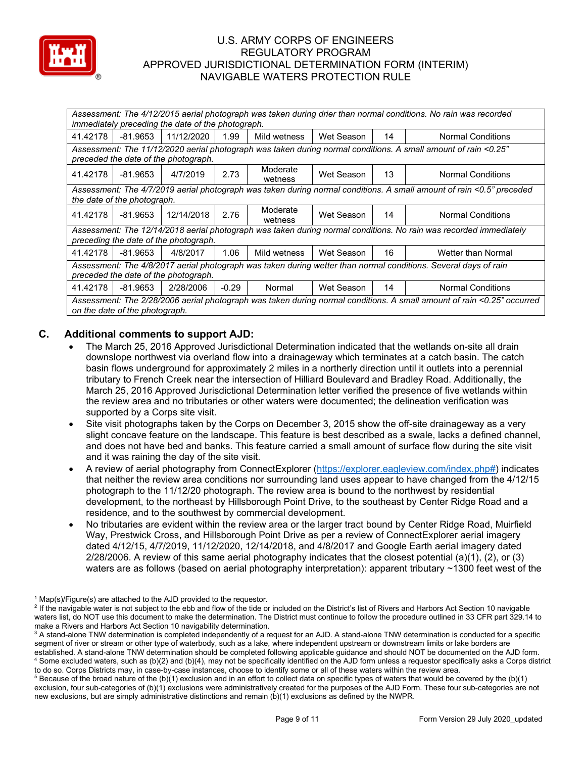| | | | | | | | |
|---|---|---|---|---|---|---|---|
| *Assessment: The 4/12/2015 aerial photograph was taken during drier than normal conditions. No rain was recorded immediately preceding the date of the photograph.* | | | | | | | |
| 41.42178 | -81.9653 | 11/12/2020 | 1.99 | Mild wetness | Wet Season | 14 | Normal Conditions |
| *Assessment: The 11/12/2020 aerial photograph was taken during normal conditions. A small amount of rain <0.25" preceded the date of the photograph.* | | | | | | | |
| 41.42178 | -81.9653 | 4/7/2019 | 2.73 | Moderate wetness | Wet Season | 13 | Normal Conditions |
| *Assessment: The 4/7/2019 aerial photograph was taken during normal conditions. A small amount of rain <0.5" preceded the date of the photograph.* | | | | | | | |
| 41.42178 | -81.9653 | 12/14/2018 | 2.76 | Moderate wetness | Wet Season | 14 | Normal Conditions |
| *Assessment: The 12/14/2018 aerial photograph was taken during normal conditions. No rain was recorded immediately preceding the date of the photograph.* | | | | | | | |
| 41.42178 | -81.9653 | 4/8/2017 | 1.06 | Mild wetness | Wet Season | 16 | Wetter than Normal |
| *Assessment: The 4/8/2017 aerial photograph was taken during wetter than normal conditions. Several days of rain preceded the date of the photograph.* | | | | | | | |
| 41.42178 | -81.9653 | 2/28/2006 | -0.29 | Normal | Wet Season | 14 | Normal Conditions |
| *Assessment: The 2/28/2006 aerial photograph was taken during normal conditions. A small amount of rain <0.25" occurred on the date of the photograph.* | | | | | | | |

## C. Additional comments to support AJD:

- The March 25, 2016 Approved Jurisdictional Determination indicated that the wetlands on-site all drain downslope northwest via overland flow into a drainageway which terminates at a catch basin. The catch basin flows underground for approximately 2 miles in a northerly direction until it outlets into a perennial tributary to French Creek near the intersection of Hilliard Boulevard and Bradley Road. Additionally, the March 25, 2016 Approved Jurisdictional Determination letter verified the presence of five wetlands within the review area and no tributaries or other waters were documented; the delineation verification was supported by a Corps site visit.
- Site visit photographs taken by the Corps on December 3, 2015 show the off-site drainageway as a very slight concave feature on the landscape. This feature is best described as a swale, lacks a defined channel, and does not have bed and banks. This feature carried a small amount of surface flow during the site visit and it was raining the day of the site visit.
- A review of aerial photography from ConnectExplorer (https://explorer.eagleview.com/index.php#) indicates that neither the review area conditions nor surrounding land uses appear to have changed from the 4/12/15 photograph to the 11/12/20 photograph. The review area is bound to the northwest by residential development, to the northeast by Hillsborough Point Drive, to the southeast by Center Ridge Road and a residence, and to the southwest by commercial development.
- No tributaries are evident within the review area or the larger tract bound by Center Ridge Road, Muirfield Way, Prestwick Cross, and Hillsborough Point Drive as per a review of ConnectExplorer aerial imagery dated 4/12/15, 4/7/2019, 11/12/2020, 12/14/2018, and 4/8/2017 and Google Earth aerial imagery dated 2/28/2006. A review of this same aerial photography indicates that the closest potential (a)(1), (2), or (3) waters are as follows (based on aerial photography interpretation): apparent tributary ~1300 feet west of the

---

[1] Map(s)/Figure(s) are attached to the AJD provided to the requestor.

[2] If the navigable water is not subject to the ebb and flow of the tide or included on the District's list of Rivers and Harbors Act Section 10 navigable waters list, do NOT use this document to make the determination. The District must continue to follow the procedure outlined in 33 CFR part 329.14 to make a Rivers and Harbors Act Section 10 navigability determination.

[3] A stand-alone TNW determination is completed independently of a request for an AJD. A stand-alone TNW determination is conducted for a specific segment of river or stream or other type of waterbody, such as a lake, where independent upstream or downstream limits or lake borders are established. A stand-alone TNW determination should be completed following applicable guidance and should NOT be documented on the AJD form.

[4] Some excluded waters, such as (b)(2) and (b)(4), may not be specifically identified on the AJD form unless a requestor specifically asks a Corps district to do so. Corps Districts may, in case-by-case instances, choose to identify some or all of these waters within the review area.

[5] Because of the broad nature of the (b)(1) exclusion and in an effort to collect data on specific types of waters that would be covered by the (b)(1) exclusion, four sub-categories of (b)(1) exclusions were administratively created for the purposes of the AJD Form. These four sub-categories are not new exclusions, but are simply administrative distinctions and remain (b)(1) exclusions as defined by the NWPR.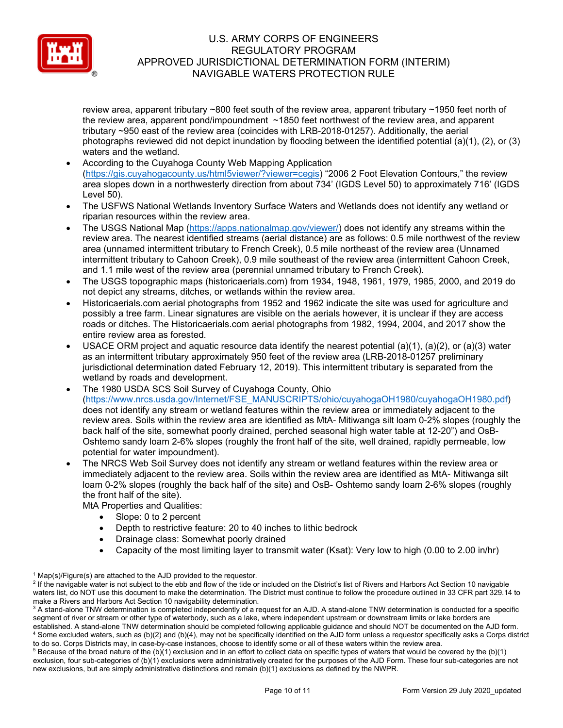review area, apparent tributary ~800 feet south of the review area, apparent tributary ~1950 feet north of the review area, apparent pond/impoundment ~1850 feet northwest of the review area, and apparent tributary ~950 east of the review area (coincides with LRB-2018-01257). Additionally, the aerial photographs reviewed did not depict inundation by flooding between the identified potential (a)(1), (2), or (3) waters and the wetland.

- According to the Cuyahoga County Web Mapping Application (https://gis.cuyahogacounty.us/html5viewer/?viewer=cegis) "2006 2 Foot Elevation Contours," the review area slopes down in a northwesterly direction from about 734' (IGDS Level 50) to approximately 716' (IGDS Level 50).
- The USFWS National Wetlands Inventory Surface Waters and Wetlands does not identify any wetland or riparian resources within the review area.
- The USGS National Map (https://apps.nationalmap.gov/viewer/) does not identify any streams within the review area. The nearest identified streams (aerial distance) are as follows: 0.5 mile northwest of the review area (unnamed intermittent tributary to French Creek), 0.5 mile northeast of the review area (Unnamed intermittent tributary to Cahoon Creek), 0.9 mile southeast of the review area (intermittent Cahoon Creek, and 1.1 mile west of the review area (perennial unnamed tributary to French Creek).
- The USGS topographic maps (historicaerials.com) from 1934, 1948, 1961, 1979, 1985, 2000, and 2019 do not depict any streams, ditches, or wetlands within the review area.
- Historicaerials.com aerial photographs from 1952 and 1962 indicate the site was used for agriculture and possibly a tree farm. Linear signatures are visible on the aerials however, it is unclear if they are access roads or ditches. The Historicaerials.com aerial photographs from 1982, 1994, 2004, and 2017 show the entire review area as forested.
- USACE ORM project and aquatic resource data identify the nearest potential (a)(1), (a)(2), or (a)(3) water as an intermittent tributary approximately 950 feet of the review area (LRB-2018-01257 preliminary jurisdictional determination dated February 12, 2019). This intermittent tributary is separated from the wetland by roads and development.
- The 1980 USDA SCS Soil Survey of Cuyahoga County, Ohio (https://www.nrcs.usda.gov/Internet/FSE_MANUSCRIPTS/ohio/cuyahogaOH1980/cuyahogaOH1980.pdf) does not identify any stream or wetland features within the review area or immediately adjacent to the review area. Soils within the review area are identified as MtA- Mitiwanga silt loam 0-2% slopes (roughly the back half of the site, somewhat poorly drained, perched seasonal high water table at 12-20") and OsB- Oshtemo sandy loam 2-6% slopes (roughly the front half of the site, well drained, rapidly permeable, low potential for water impoundment).
- The NRCS Web Soil Survey does not identify any stream or wetland features within the review area or immediately adjacent to the review area. Soils within the review area are identified as MtA- Mitiwanga silt loam 0-2% slopes (roughly the back half of the site) and OsB- Oshtemo sandy loam 2-6% slopes (roughly the front half of the site).
  MtA Properties and Qualities:
  - Slope: 0 to 2 percent
  - Depth to restrictive feature: 20 to 40 inches to lithic bedrock
  - Drainage class: Somewhat poorly drained
  - Capacity of the most limiting layer to transmit water (Ksat): Very low to high (0.00 to 2.00 in/hr)

---

[1] Map(s)/Figure(s) are attached to the AJD provided to the requestor.
[2] If the navigable water is not subject to the ebb and flow of the tide or included on the District's list of Rivers and Harbors Act Section 10 navigable waters list, do NOT use this document to make the determination. The District must continue to follow the procedure outlined in 33 CFR part 329.14 to make a Rivers and Harbors Act Section 10 navigability determination.
[3] A stand-alone TNW determination is completed independently of a request for an AJD. A stand-alone TNW determination is conducted for a specific segment of river or stream or other type of waterbody, such as a lake, where independent upstream or downstream limits or lake borders are established. A stand-alone TNW determination should be completed following applicable guidance and should NOT be documented on the AJD form.
[4] Some excluded waters, such as (b)(2) and (b)(4), may not be specifically identified on the AJD form unless a requestor specifically asks a Corps district to do so. Corps Districts may, in case-by-case instances, choose to identify some or all of these waters within the review area.
[5] Because of the broad nature of the (b)(1) exclusion and in an effort to collect data on specific types of waters that would be covered by the (b)(1) exclusion, four sub-categories of (b)(1) exclusions were administratively created for the purposes of the AJD Form. These four sub-categories are not new exclusions, but are simply administrative distinctions and remain (b)(1) exclusions as defined by the NWPR.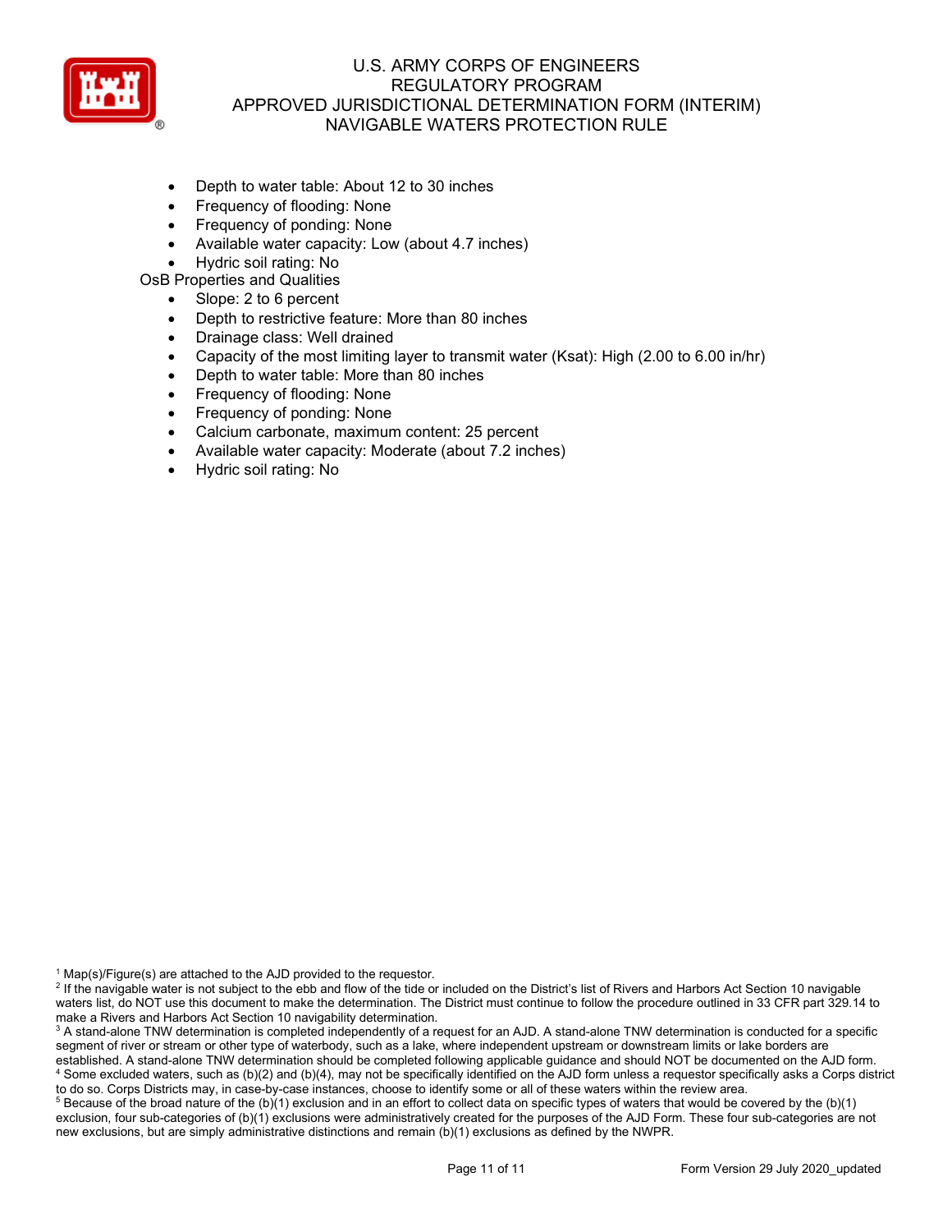- Depth to water table: About 12 to 30 inches
- Frequency of flooding: None
- Frequency of ponding: None
- Available water capacity: Low (about 4.7 inches)
- Hydric soil rating: No

OsB Properties and Qualities

- Slope: 2 to 6 percent
- Depth to restrictive feature: More than 80 inches
- Drainage class: Well drained
- Capacity of the most limiting layer to transmit water (Ksat): High (2.00 to 6.00 in/hr)
- Depth to water table: More than 80 inches
- Frequency of flooding: None
- Frequency of ponding: None
- Calcium carbonate, maximum content: 25 percent
- Available water capacity: Moderate (about 7.2 inches)
- Hydric soil rating: No

---

[1] Map(s)/Figure(s) are attached to the AJD provided to the requestor.

[2] If the navigable water is not subject to the ebb and flow of the tide or included on the District's list of Rivers and Harbors Act Section 10 navigable waters list, do NOT use this document to make the determination. The District must continue to follow the procedure outlined in 33 CFR part 329.14 to make a Rivers and Harbors Act Section 10 navigability determination.

[3] A stand-alone TNW determination is completed independently of a request for an AJD. A stand-alone TNW determination is conducted for a specific segment of river or stream or other type of waterbody, such as a lake, where independent upstream or downstream limits or lake borders are established. A stand-alone TNW determination should be completed following applicable guidance and should NOT be documented on the AJD form.

[4] Some excluded waters, such as (b)(2) and (b)(4), may not be specifically identified on the AJD form unless a requestor specifically asks a Corps district to do so. Corps Districts may, in case-by-case instances, choose to identify some or all of these waters within the review area.

[5] Because of the broad nature of the (b)(1) exclusion and in an effort to collect data on specific types of waters that would be covered by the (b)(1) exclusion, four sub-categories of (b)(1) exclusions were administratively created for the purposes of the AJD Form. These four sub-categories are not new exclusions, but are simply administrative distinctions and remain (b)(1) exclusions as defined by the NWPR.